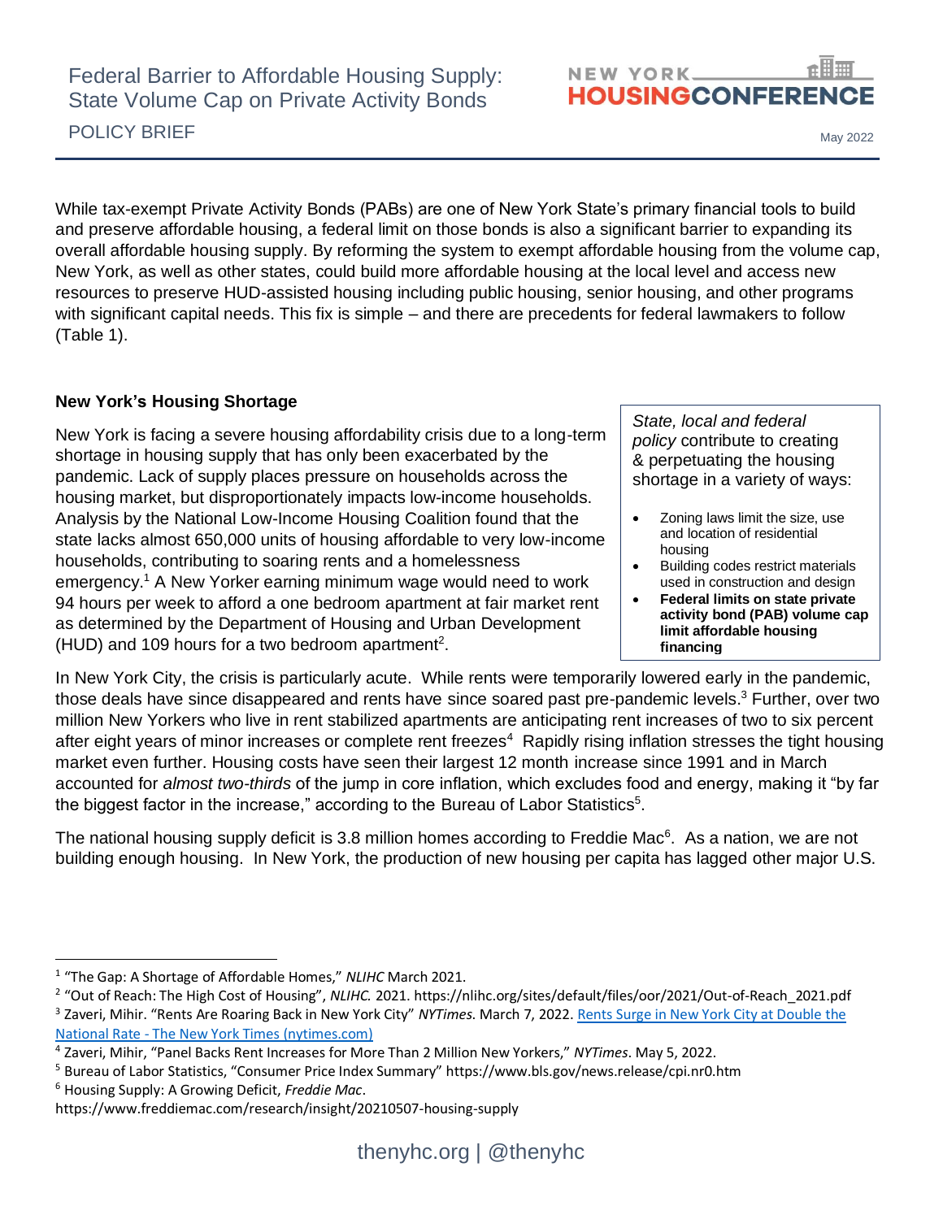# Federal Barrier to Affordable Housing Supply: State Volume Cap on Private Activity Bonds

POLICY BRIEF

NEW YORK HOUSING CONFERENCE

May 2022

While tax-exempt Private Activity Bonds (PABs) are one of New York State's primary financial tools to build and preserve affordable housing, a federal limit on those bonds is also a significant barrier to expanding its overall affordable housing supply. By reforming the system to exempt affordable housing from the volume cap, New York, as well as other states, could build more affordable housing at the local level and access new resources to preserve HUD-assisted housing including public housing, senior housing, and other programs with significant capital needs. This fix is simple – and there are precedents for federal lawmakers to follow (Table 1).

## New York's Housing Shortage

New York is facing a severe housing affordability crisis due to a long-term shortage in housing supply that has only been exacerbated by the pandemic. Lack of supply places pressure on households across the housing market, but disproportionately impacts low-income households. Analysis by the National Low-Income Housing Coalition found that the state lacks almost 650,000 units of housing affordable to very low-income households, contributing to soaring rents and a homelessness emergency.[1] A New Yorker earning minimum wage would need to work 94 hours per week to afford a one bedroom apartment at fair market rent as determined by the Department of Housing and Urban Development (HUD) and 109 hours for a two bedroom apartment[2].

> *State, local and federal policy* contribute to creating & perpetuating the housing shortage in a variety of ways:
>
> - Zoning laws limit the size, use and location of residential housing
> - Building codes restrict materials used in construction and design
> - **Federal limits on state private activity bond (PAB) volume cap limit affordable housing financing**

In New York City, the crisis is particularly acute. While rents were temporarily lowered early in the pandemic, those deals have since disappeared and rents have since soared past pre-pandemic levels.[3] Further, over two million New Yorkers who live in rent stabilized apartments are anticipating rent increases of two to six percent after eight years of minor increases or complete rent freezes[4] Rapidly rising inflation stresses the tight housing market even further. Housing costs have seen their largest 12 month increase since 1991 and in March accounted for *almost two-thirds* of the jump in core inflation, which excludes food and energy, making it "by far the biggest factor in the increase," according to the Bureau of Labor Statistics[5].

The national housing supply deficit is 3.8 million homes according to Freddie Mac[6]. As a nation, we are not building enough housing. In New York, the production of new housing per capita has lagged other major U.S.

---

[1] "The Gap: A Shortage of Affordable Homes," *NLIHC* March 2021.

[2] "Out of Reach: The High Cost of Housing", *NLIHC.* 2021. https://nlihc.org/sites/default/files/oor/2021/Out-of-Reach_2021.pdf

[3] Zaveri, Mihir. "Rents Are Roaring Back in New York City" *NYTimes.* March 7, 2022. Rents Surge in New York City at Double the National Rate - The New York Times (nytimes.com)

[4] Zaveri, Mihir, "Panel Backs Rent Increases for More Than 2 Million New Yorkers," *NYTimes*. May 5, 2022.

[5] Bureau of Labor Statistics, "Consumer Price Index Summary" https://www.bls.gov/news.release/cpi.nr0.htm

[6] Housing Supply: A Growing Deficit, *Freddie Mac*. https://www.freddiemac.com/research/insight/20210507-housing-supply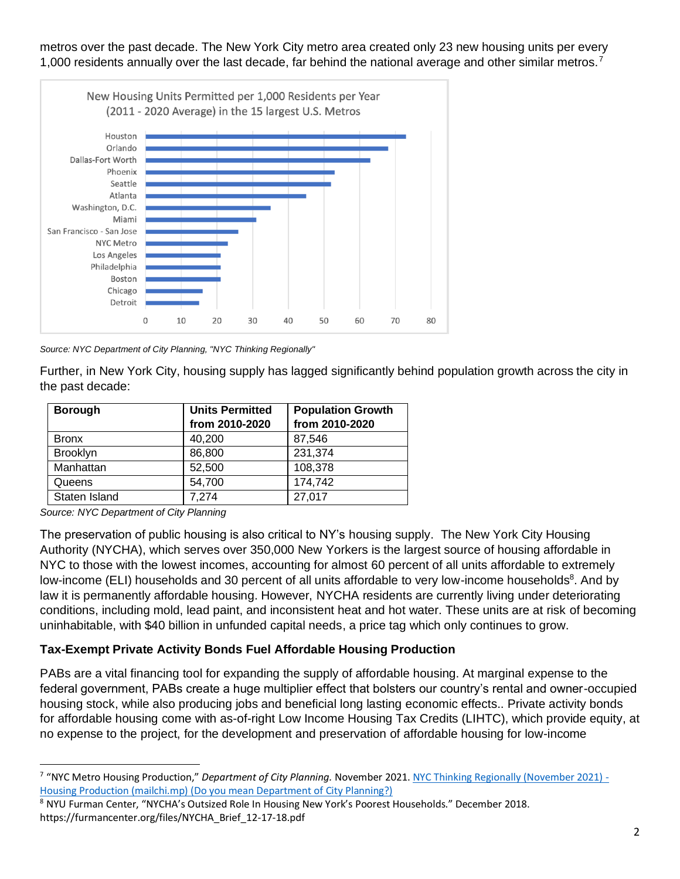metros over the past decade. The New York City metro area created only 23 new housing units per every 1,000 residents annually over the last decade, far behind the national average and other similar metros.[7]

New Housing Units Permitted per 1,000 Residents per Year (2011 - 2020 Average) in the 15 largest U.S. Metros

*Source: NYC Department of City Planning, "NYC Thinking Regionally"*

Further, in New York City, housing supply has lagged significantly behind population growth across the city in the past decade:

| Borough | Units Permitted from 2010-2020 | Population Growth from 2010-2020 |
|---|---|---|
| Bronx | 40,200 | 87,546 |
| Brooklyn | 86,800 | 231,374 |
| Manhattan | 52,500 | 108,378 |
| Queens | 54,700 | 174,742 |
| Staten Island | 7,274 | 27,017 |

*Source: NYC Department of City Planning*

The preservation of public housing is also critical to NY's housing supply. The New York City Housing Authority (NYCHA), which serves over 350,000 New Yorkers is the largest source of housing affordable in NYC to those with the lowest incomes, accounting for almost 60 percent of all units affordable to extremely low-income (ELI) households and 30 percent of all units affordable to very low-income households[8]. And by law it is permanently affordable housing. However, NYCHA residents are currently living under deteriorating conditions, including mold, lead paint, and inconsistent heat and hot water. These units are at risk of becoming uninhabitable, with $40 billion in unfunded capital needs, a price tag which only continues to grow.

### Tax-Exempt Private Activity Bonds Fuel Affordable Housing Production

PABs are a vital financing tool for expanding the supply of affordable housing. At marginal expense to the federal government, PABs create a huge multiplier effect that bolsters our country's rental and owner-occupied housing stock, while also producing jobs and beneficial long lasting economic effects.. Private activity bonds for affordable housing come with as-of-right Low Income Housing Tax Credits (LIHTC), which provide equity, at no expense to the project, for the development and preservation of affordable housing for low-income

---

[7] "NYC Metro Housing Production," *Department of City Planning.* November 2021. NYC Thinking Regionally (November 2021) - Housing Production (mailchi.mp) (Do you mean Department of City Planning?)

[8] NYU Furman Center, "NYCHA's Outsized Role In Housing New York's Poorest Households." December 2018. https://furmancenter.org/files/NYCHA_Brief_12-17-18.pdf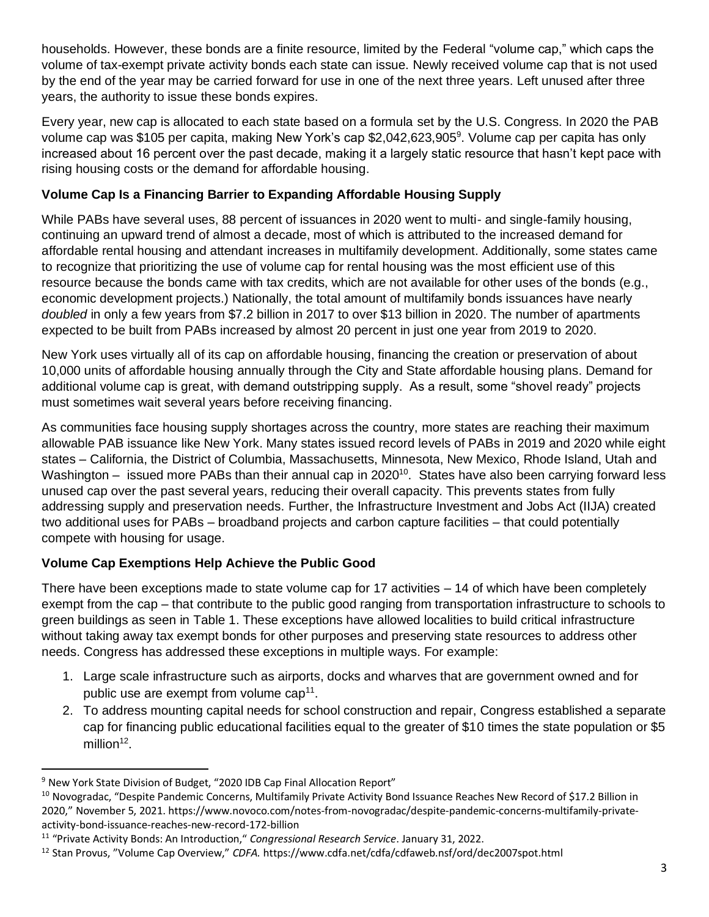households. However, these bonds are a finite resource, limited by the Federal "volume cap," which caps the volume of tax-exempt private activity bonds each state can issue. Newly received volume cap that is not used by the end of the year may be carried forward for use in one of the next three years. Left unused after three years, the authority to issue these bonds expires.

Every year, new cap is allocated to each state based on a formula set by the U.S. Congress. In 2020 the PAB volume cap was $105 per capita, making New York's cap $2,042,623,905[9]. Volume cap per capita has only increased about 16 percent over the past decade, making it a largely static resource that hasn't kept pace with rising housing costs or the demand for affordable housing.

**Volume Cap Is a Financing Barrier to Expanding Affordable Housing Supply**

While PABs have several uses, 88 percent of issuances in 2020 went to multi- and single-family housing, continuing an upward trend of almost a decade, most of which is attributed to the increased demand for affordable rental housing and attendant increases in multifamily development. Additionally, some states came to recognize that prioritizing the use of volume cap for rental housing was the most efficient use of this resource because the bonds came with tax credits, which are not available for other uses of the bonds (e.g., economic development projects.) Nationally, the total amount of multifamily bonds issuances have nearly *doubled* in only a few years from $7.2 billion in 2017 to over $13 billion in 2020. The number of apartments expected to be built from PABs increased by almost 20 percent in just one year from 2019 to 2020.

New York uses virtually all of its cap on affordable housing, financing the creation or preservation of about 10,000 units of affordable housing annually through the City and State affordable housing plans. Demand for additional volume cap is great, with demand outstripping supply. As a result, some "shovel ready" projects must sometimes wait several years before receiving financing.

As communities face housing supply shortages across the country, more states are reaching their maximum allowable PAB issuance like New York. Many states issued record levels of PABs in 2019 and 2020 while eight states – California, the District of Columbia, Massachusetts, Minnesota, New Mexico, Rhode Island, Utah and Washington – issued more PABs than their annual cap in 2020[10]. States have also been carrying forward less unused cap over the past several years, reducing their overall capacity. This prevents states from fully addressing supply and preservation needs. Further, the Infrastructure Investment and Jobs Act (IIJA) created two additional uses for PABs – broadband projects and carbon capture facilities – that could potentially compete with housing for usage.

**Volume Cap Exemptions Help Achieve the Public Good**

There have been exceptions made to state volume cap for 17 activities – 14 of which have been completely exempt from the cap – that contribute to the public good ranging from transportation infrastructure to schools to green buildings as seen in Table 1. These exceptions have allowed localities to build critical infrastructure without taking away tax exempt bonds for other purposes and preserving state resources to address other needs. Congress has addressed these exceptions in multiple ways. For example:

1. Large scale infrastructure such as airports, docks and wharves that are government owned and for public use are exempt from volume cap[11].
2. To address mounting capital needs for school construction and repair, Congress established a separate cap for financing public educational facilities equal to the greater of $10 times the state population or $5 million[12].

---

[9] New York State Division of Budget, "2020 IDB Cap Final Allocation Report"

[10] Novogradac, "Despite Pandemic Concerns, Multifamily Private Activity Bond Issuance Reaches New Record of $17.2 Billion in 2020," November 5, 2021. https://www.novoco.com/notes-from-novogradac/despite-pandemic-concerns-multifamily-private-activity-bond-issuance-reaches-new-record-172-billion

[11] "Private Activity Bonds: An Introduction," *Congressional Research Service*. January 31, 2022.

[12] Stan Provus, "Volume Cap Overview," *CDFA.* https://www.cdfa.net/cdfa/cdfaweb.nsf/ord/dec2007spot.html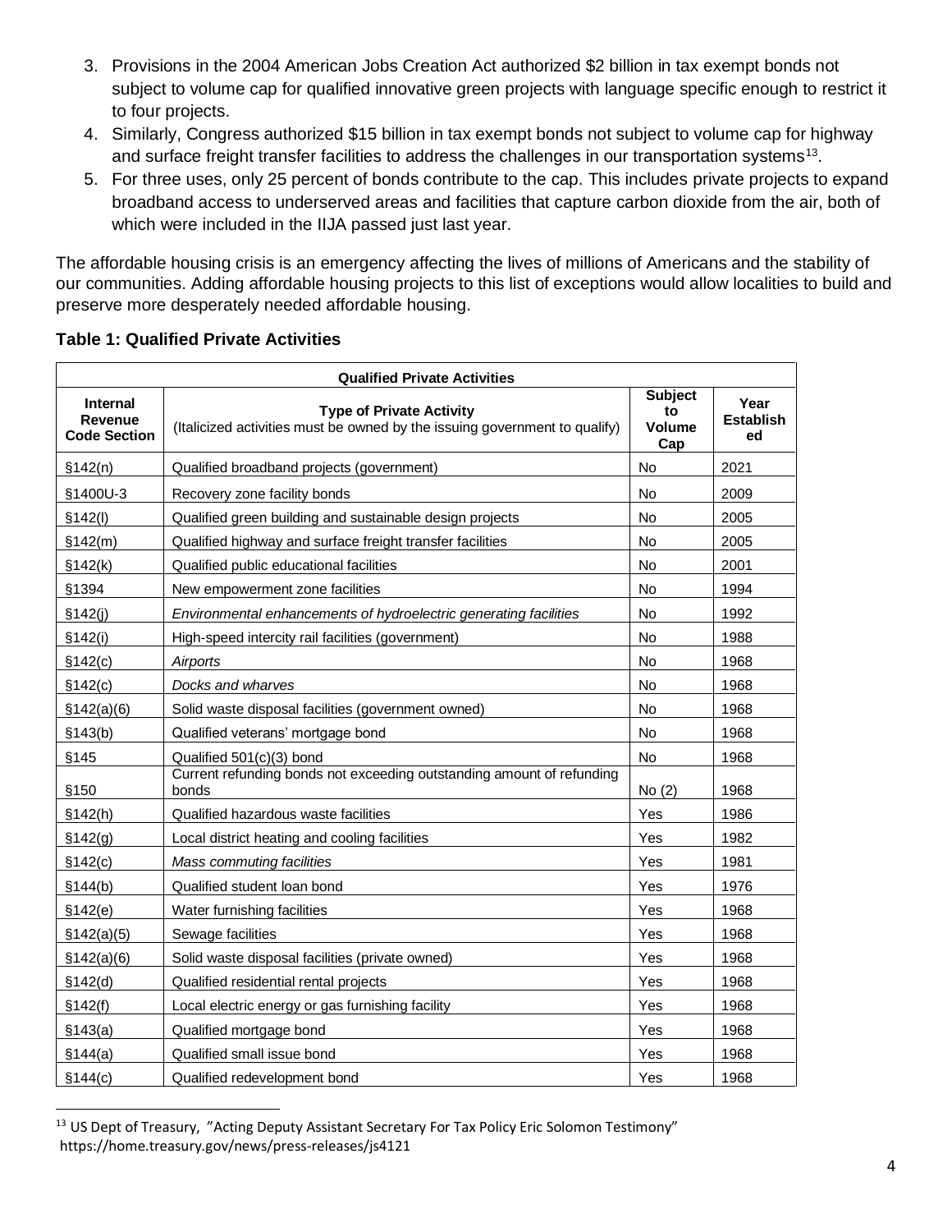3. Provisions in the 2004 American Jobs Creation Act authorized $2 billion in tax exempt bonds not subject to volume cap for qualified innovative green projects with language specific enough to restrict it to four projects.
4. Similarly, Congress authorized $15 billion in tax exempt bonds not subject to volume cap for highway and surface freight transfer facilities to address the challenges in our transportation systems[13].
5. For three uses, only 25 percent of bonds contribute to the cap. This includes private projects to expand broadband access to underserved areas and facilities that capture carbon dioxide from the air, both of which were included in the IIJA passed just last year.

The affordable housing crisis is an emergency affecting the lives of millions of Americans and the stability of our communities. Adding affordable housing projects to this list of exceptions would allow localities to build and preserve more desperately needed affordable housing.

**Table 1: Qualified Private Activities**

| Qualified Private Activities | | | |
|---|---|---|---|
| **Internal Revenue Code Section** | **Type of Private Activity** (Italicized activities must be owned by the issuing government to qualify) | **Subject to Volume Cap** | **Year Established** |
| §142(n) | Qualified broadband projects (government) | No | 2021 |
| §1400U-3 | Recovery zone facility bonds | No | 2009 |
| §142(l) | Qualified green building and sustainable design projects | No | 2005 |
| §142(m) | Qualified highway and surface freight transfer facilities | No | 2005 |
| §142(k) | Qualified public educational facilities | No | 2001 |
| §1394 | New empowerment zone facilities | No | 1994 |
| §142(j) | *Environmental enhancements of hydroelectric generating facilities* | No | 1992 |
| §142(i) | High-speed intercity rail facilities (government) | No | 1988 |
| §142(c) | *Airports* | No | 1968 |
| §142(c) | *Docks and wharves* | No | 1968 |
| §142(a)(6) | Solid waste disposal facilities (government owned) | No | 1968 |
| §143(b) | Qualified veterans' mortgage bond | No | 1968 |
| §145 | Qualified 501(c)(3) bond | No | 1968 |
| §150 | Current refunding bonds not exceeding outstanding amount of refunding bonds | No (2) | 1968 |
| §142(h) | Qualified hazardous waste facilities | Yes | 1986 |
| §142(g) | Local district heating and cooling facilities | Yes | 1982 |
| §142(c) | *Mass commuting facilities* | Yes | 1981 |
| §144(b) | Qualified student loan bond | Yes | 1976 |
| §142(e) | Water furnishing facilities | Yes | 1968 |
| §142(a)(5) | Sewage facilities | Yes | 1968 |
| §142(a)(6) | Solid waste disposal facilities (private owned) | Yes | 1968 |
| §142(d) | Qualified residential rental projects | Yes | 1968 |
| §142(f) | Local electric energy or gas furnishing facility | Yes | 1968 |
| §143(a) | Qualified mortgage bond | Yes | 1968 |
| §144(a) | Qualified small issue bond | Yes | 1968 |
| §144(c) | Qualified redevelopment bond | Yes | 1968 |

[13] US Dept of Treasury, "Acting Deputy Assistant Secretary For Tax Policy Eric Solomon Testimony" https://home.treasury.gov/news/press-releases/js4121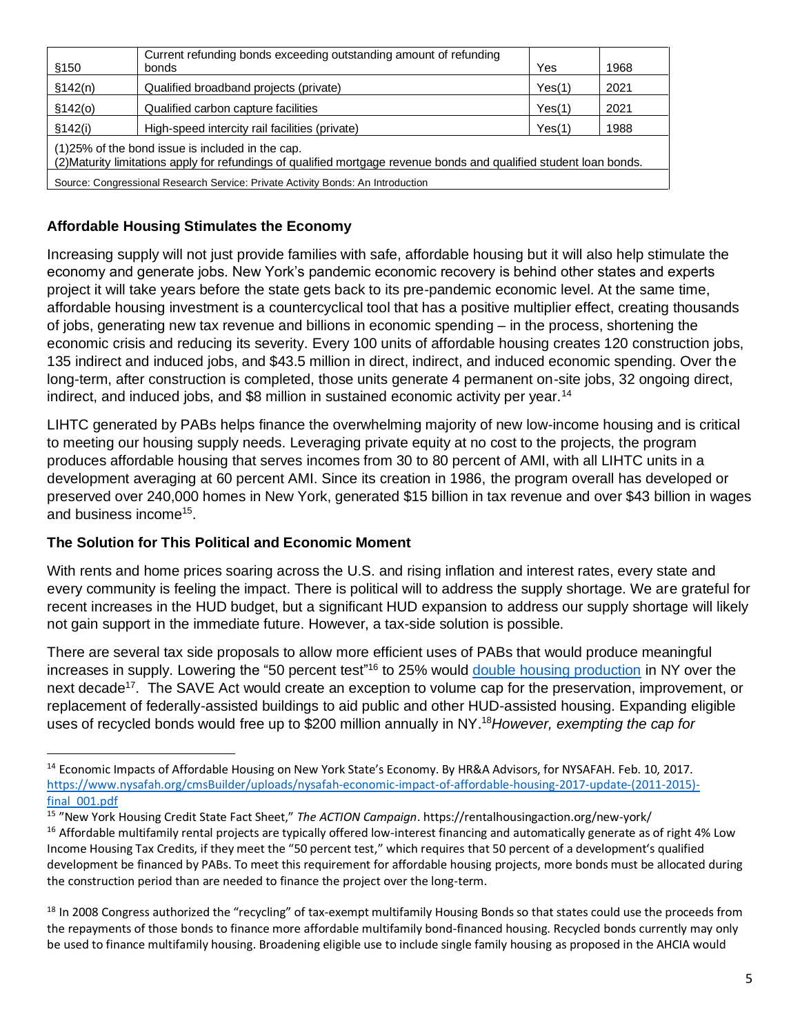| §150 | Current refunding bonds exceeding outstanding amount of refunding bonds | Yes | 1968 |
|---|---|---|---|
| §142(n) | Qualified broadband projects (private) | Yes(1) | 2021 |
| §142(o) | Qualified carbon capture facilities | Yes(1) | 2021 |
| §142(i) | High-speed intercity rail facilities (private) | Yes(1) | 1988 |
| (1)25% of the bond issue is included in the cap.<br>(2)Maturity limitations apply for refundings of qualified mortgage revenue bonds and qualified student loan bonds. | | | |
| Source: Congressional Research Service: Private Activity Bonds: An Introduction | | | |

### Affordable Housing Stimulates the Economy

Increasing supply will not just provide families with safe, affordable housing but it will also help stimulate the economy and generate jobs. New York's pandemic economic recovery is behind other states and experts project it will take years before the state gets back to its pre-pandemic economic level. At the same time, affordable housing investment is a countercyclical tool that has a positive multiplier effect, creating thousands of jobs, generating new tax revenue and billions in economic spending – in the process, shortening the economic crisis and reducing its severity. Every 100 units of affordable housing creates 120 construction jobs, 135 indirect and induced jobs, and $43.5 million in direct, indirect, and induced economic spending. Over the long-term, after construction is completed, those units generate 4 permanent on-site jobs, 32 ongoing direct, indirect, and induced jobs, and $8 million in sustained economic activity per year.[14]

LIHTC generated by PABs helps finance the overwhelming majority of new low-income housing and is critical to meeting our housing supply needs. Leveraging private equity at no cost to the projects, the program produces affordable housing that serves incomes from 30 to 80 percent of AMI, with all LIHTC units in a development averaging at 60 percent AMI. Since its creation in 1986, the program overall has developed or preserved over 240,000 homes in New York, generated $15 billion in tax revenue and over $43 billion in wages and business income[15].

### The Solution for This Political and Economic Moment

With rents and home prices soaring across the U.S. and rising inflation and interest rates, every state and every community is feeling the impact. There is political will to address the supply shortage. We are grateful for recent increases in the HUD budget, but a significant HUD expansion to address our supply shortage will likely not gain support in the immediate future. However, a tax-side solution is possible.

There are several tax side proposals to allow more efficient uses of PABs that would produce meaningful increases in supply. Lowering the "50 percent test"[16] to 25% would double housing production in NY over the next decade[17]. The SAVE Act would create an exception to volume cap for the preservation, improvement, or replacement of federally-assisted buildings to aid public and other HUD-assisted housing. Expanding eligible uses of recycled bonds would free up to $200 million annually in NY.[18] *However, exempting the cap for*

---

[14] Economic Impacts of Affordable Housing on New York State's Economy. By HR&A Advisors, for NYSAFAH. Feb. 10, 2017. https://www.nysafah.org/cmsBuilder/uploads/nysafah-economic-impact-of-affordable-housing-2017-update-(2011-2015)-final_001.pdf

[15] "New York Housing Credit State Fact Sheet," *The ACTION Campaign*. https://rentalhousingaction.org/new-york/

[16] Affordable multifamily rental projects are typically offered low-interest financing and automatically generate as of right 4% Low Income Housing Tax Credits, if they meet the "50 percent test," which requires that 50 percent of a development's qualified development be financed by PABs. To meet this requirement for affordable housing projects, more bonds must be allocated during the construction period than are needed to finance the project over the long-term.

[18] In 2008 Congress authorized the "recycling" of tax-exempt multifamily Housing Bonds so that states could use the proceeds from the repayments of those bonds to finance more affordable multifamily bond-financed housing. Recycled bonds currently may only be used to finance multifamily housing. Broadening eligible use to include single family housing as proposed in the AHCIA would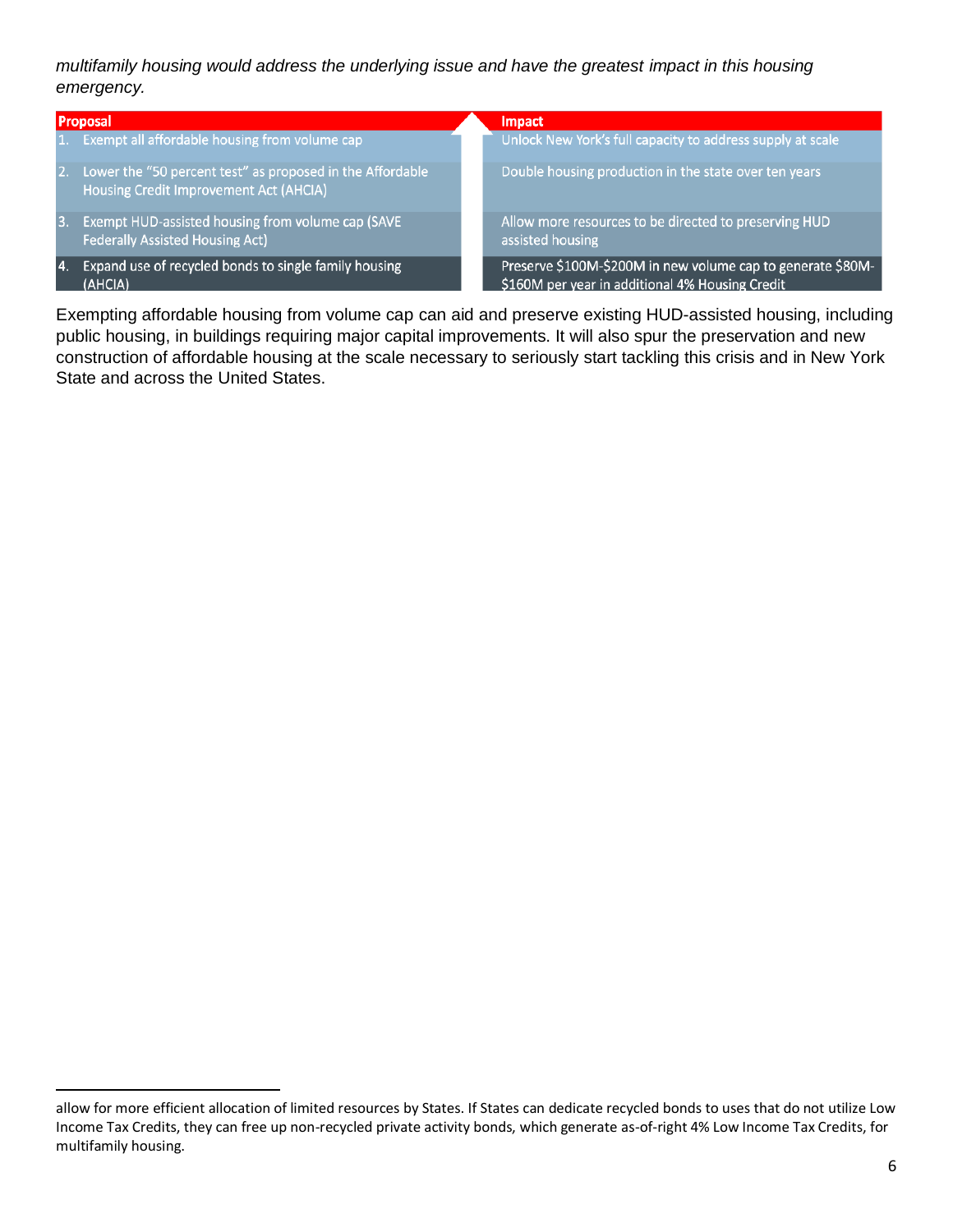*multifamily housing would address the underlying issue and have the greatest impact in this housing emergency.*

| Proposal | Impact |
|---|---|
| 1. Exempt all affordable housing from volume cap | Unlock New York's full capacity to address supply at scale |
| 2. Lower the "50 percent test" as proposed in the Affordable Housing Credit Improvement Act (AHCIA) | Double housing production in the state over ten years |
| 3. Exempt HUD-assisted housing from volume cap (SAVE Federally Assisted Housing Act) | Allow more resources to be directed to preserving HUD assisted housing |
| 4. Expand use of recycled bonds to single family housing (AHCIA) | Preserve $100M-$200M in new volume cap to generate $80M-$160M per year in additional 4% Housing Credit |

Exempting affordable housing from volume cap can aid and preserve existing HUD-assisted housing, including public housing, in buildings requiring major capital improvements. It will also spur the preservation and new construction of affordable housing at the scale necessary to seriously start tackling this crisis and in New York State and across the United States.

---

allow for more efficient allocation of limited resources by States. If States can dedicate recycled bonds to uses that do not utilize Low Income Tax Credits, they can free up non-recycled private activity bonds, which generate as-of-right 4% Low Income Tax Credits, for multifamily housing.